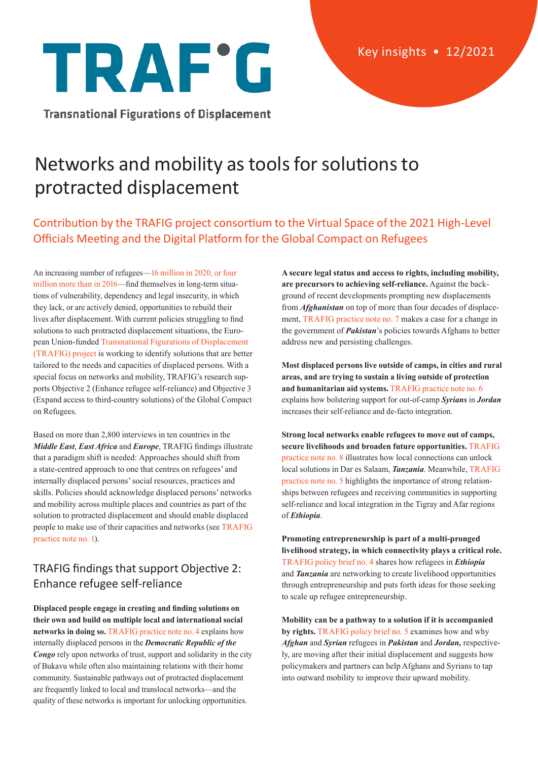TRAF°G

Transnational Figurations of Displacement

Key insights • 12/2021

# Networks and mobility as tools for solutions to protracted displacement

## Contribution by the TRAFIG project consortium to the Virtual Space of the 2021 High-Level Officials Meeting and the Digital Platform for the Global Compact on Refugees

An increasing number of refugees—16 million in 2020, or four million more than in 2016—find themselves in long-term situations of vulnerability, dependency and legal insecurity, in which they lack, or are actively denied, opportunities to rebuild their lives after displacement. With current policies struggling to find solutions to such protracted displacement situations, the European Union-funded Transnational Figurations of Displacement (TRAFIG) project is working to identify solutions that are better tailored to the needs and capacities of displaced persons. With a special focus on networks and mobility, TRAFIG's research supports Objective 2 (Enhance refugee self-reliance) and Objective 3 (Expand access to third-country solutions) of the Global Compact on Refugees.

Based on more than 2,800 interviews in ten countries in the ***Middle East***, ***East Africa*** and ***Europe***, TRAFIG findings illustrate that a paradigm shift is needed: Approaches should shift from a state-centred approach to one that centres on refugees' and internally displaced persons' social resources, practices and skills. Policies should acknowledge displaced persons' networks and mobility across multiple places and countries as part of the solution to protracted displacement and should enable displaced people to make use of their capacities and networks (see TRAFIG practice note no. 1).

## TRAFIG findings that support Objective 2: Enhance refugee self-reliance

**Displaced people engage in creating and finding solutions on their own and build on multiple local and international social networks in doing so.** TRAFIG practice note no. 4 explains how internally displaced persons in the ***Democratic Republic of the Congo*** rely upon networks of trust, support and solidarity in the city of Bukavu while often also maintaining relations with their home community. Sustainable pathways out of protracted displacement are frequently linked to local and translocal networks—and the quality of these networks is important for unlocking opportunities.

**A secure legal status and access to rights, including mobility, are precursors to achieving self-reliance.** Against the background of recent developments prompting new displacements from ***Afghanistan*** on top of more than four decades of displacement, TRAFIG practice note no. 7 makes a case for a change in the government of ***Pakistan***'s policies towards Afghans to better address new and persisting challenges.

**Most displaced persons live outside of camps, in cities and rural areas, and are trying to sustain a living outside of protection and humanitarian aid systems.** TRAFIG practice note no. 6 explains how bolstering support for out-of-camp ***Syrians*** in ***Jordan*** increases their self-reliance and de-facto integration.

**Strong local networks enable refugees to move out of camps, secure livelihoods and broaden future opportunities.** TRAFIG practice note no. 8 illustrates how local connections can unlock local solutions in Dar es Salaam, ***Tanzania***. Meanwhile, TRAFIG practice note no. 5 highlights the importance of strong relationships between refugees and receiving communities in supporting self-reliance and local integration in the Tigray and Afar regions of ***Ethiopia***.

**Promoting entrepreneurship is part of a multi-pronged livelihood strategy, in which connectivity plays a critical role.** TRAFIG policy brief no. 4 shares how refugees in ***Ethiopia*** and ***Tanzania*** are networking to create livelihood opportunities through entrepreneurship and puts forth ideas for those seeking to scale up refugee entrepreneurship.

**Mobility can be a pathway to a solution if it is accompanied by rights.** TRAFIG policy brief no. 5 examines how and why ***Afghan*** and ***Syrian*** refugees in ***Pakistan*** and ***Jordan,*** respectively, are moving after their initial displacement and suggests how policymakers and partners can help Afghans and Syrians to tap into outward mobility to improve their upward mobility.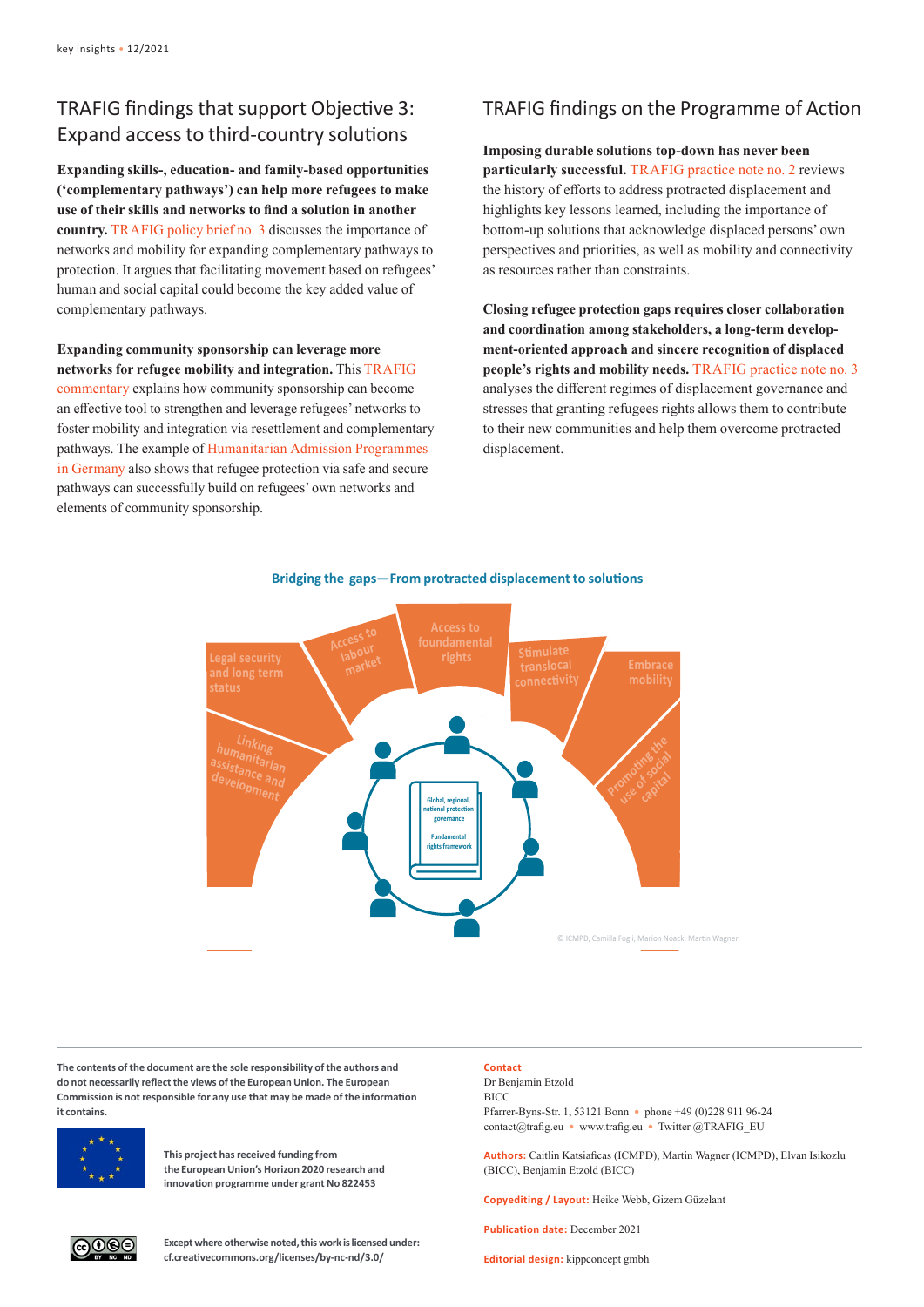## TRAFIG findings that support Objective 3: Expand access to third-country solutions

**Expanding skills-, education- and family-based opportunities ('complementary pathways') can help more refugees to make use of their skills and networks to find a solution in another country.** TRAFIG policy brief no. 3 discusses the importance of networks and mobility for expanding complementary pathways to protection. It argues that facilitating movement based on refugees' human and social capital could become the key added value of complementary pathways.

**Expanding community sponsorship can leverage more networks for refugee mobility and integration.** This TRAFIG commentary explains how community sponsorship can become an effective tool to strengthen and leverage refugees' networks to foster mobility and integration via resettlement and complementary pathways. The example of Humanitarian Admission Programmes in Germany also shows that refugee protection via safe and secure pathways can successfully build on refugees' own networks and elements of community sponsorship.

## TRAFIG findings on the Programme of Action

**Imposing durable solutions top-down has never been particularly successful.** TRAFIG practice note no. 2 reviews the history of efforts to address protracted displacement and highlights key lessons learned, including the importance of bottom-up solutions that acknowledge displaced persons' own perspectives and priorities, as well as mobility and connectivity as resources rather than constraints.

**Closing refugee protection gaps requires closer collaboration and coordination among stakeholders, a long-term development-oriented approach and sincere recognition of displaced people's rights and mobility needs.** TRAFIG practice note no. 3 analyses the different regimes of displacement governance and stresses that granting refugees rights allows them to contribute to their new communities and help them overcome protracted displacement.

**Bridging the gaps—From protracted displacement to solutions**

Legal security and long term status

Access to labour market

Access to foundamental rights

Stimulate translocal connectivity

Embrace mobility

Linking humanitarian assistance and development

Promoting the use of social capital

Global, regional, national protection governance

Fundamental rights framework

© ICMPD, Camilla Fogli, Marion Noack, Martin Wagner

---

**The contents of the document are the sole responsibility of the authors and do not necessarily reflect the views of the European Union. The European Commission is not responsible for any use that may be made of the information it contains.**

**This project has received funding from the European Union's Horizon 2020 research and innovation programme under grant No 822453**

**Except where otherwise noted, this work is licensed under: cf.creativecommons.org/licenses/by-nc-nd/3.0/**

**Contact**
Dr Benjamin Etzold
BICC
Pfarrer-Byns-Str. 1, 53121 Bonn • phone +49 (0)228 911 96-24
contact@trafig.eu • www.trafig.eu • Twitter @TRAFIG_EU

**Authors:** Caitlin Katsiaficas (ICMPD), Martin Wagner (ICMPD), Elvan Isikozlu (BICC), Benjamin Etzold (BICC)

**Copyediting / Layout:** Heike Webb, Gizem Güzelant

**Publication date:** December 2021

**Editorial design:** kippconcept gmbh